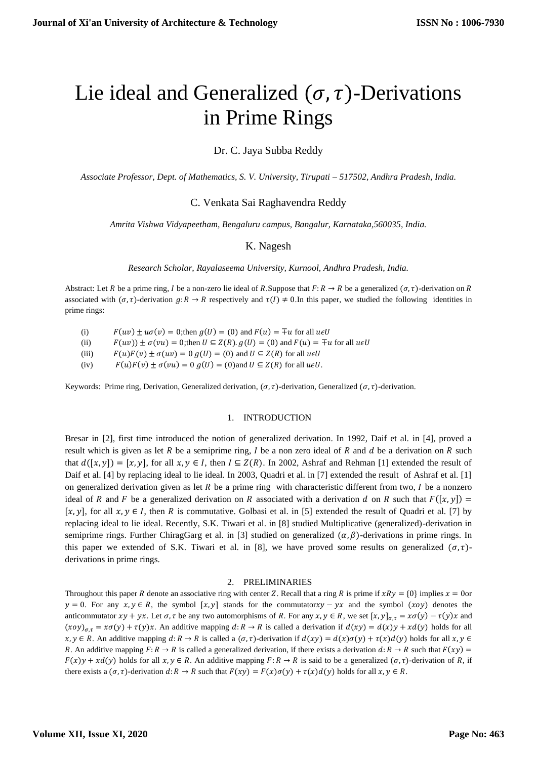# Lie ideal and Generalized $(\sigma, \tau)$-Derivations in Prime Rings

Dr. C. Jaya Subba Reddy

*Associate Professor, Dept. of Mathematics, S. V. University, Tirupati – 517502, Andhra Pradesh, India.*

C. Venkata Sai Raghavendra Reddy

*Amrita Vishwa Vidyapeetham, Bengaluru campus, Bangalur, Karnataka,560035, India.*

K. Nagesh

*Research Scholar, Rayalaseema University, Kurnool, Andhra Pradesh, India.*

Abstract: Let $R$ be a prime ring, $I$ be a non-zero lie ideal of $R$.Suppose that $F: R \rightarrow R$ be a generalized $(\sigma, \tau)$-derivation on $R$ associated with $(\sigma, \tau)$-derivation $g: R \rightarrow R$ respectively and $\tau(I) \neq 0$.In this paper, we studied the following identities in prime rings:

(i) $F(uv) \pm u\sigma(v) = 0$;then $g(U) = (0)$ and $F(u) = \mp u$ for all $u \epsilon U$

(ii) $F(uv)) \pm \sigma(vu) = 0$;then $U \subseteq Z(R)$. $g(U) = (0)$ and $F(u) = \mp u$ for all $u \epsilon U$

(iii) $F(u)F(v) \pm \sigma(uv) = 0$ $g(U) = (0)$ and $U \subseteq Z(R)$ for all $u \epsilon U$

(iv) $F(u)F(v) \pm \sigma(vu) = 0$ $g(U) = (0)$and $U \subseteq Z(R)$ for all $u \epsilon U$.

Keywords: Prime ring, Derivation, Generalized derivation, $(\sigma, \tau)$-derivation, Generalized $(\sigma, \tau)$-derivation.

## 1. INTRODUCTION

Bresar in [2], first time introduced the notion of generalized derivation. In 1992, Daif et al. in [4], proved a result which is given as let $R$ be a semiprime ring, $I$ be a non zero ideal of $R$ and $d$ be a derivation on $R$ such that $d([x, y]) = [x, y]$, for all $x, y \in I$, then $I \subseteq Z(R)$. In 2002, Ashraf and Rehman [1] extended the result of Daif et al. [4] by replacing ideal to lie ideal. In 2003, Quadri et al. in [7] extended the result of Ashraf et al. [1] on generalized derivation given as let $R$ be a prime ring with characteristic different from two, $I$ be a nonzero ideal of $R$ and $F$ be a generalized derivation on $R$ associated with a derivation $d$ on $R$ such that $F([x, y]) = [x, y]$, for all $x, y \in I$, then $R$ is commutative. Golbasi et al. in [5] extended the result of Quadri et al. [7] by replacing ideal to lie ideal. Recently, S.K. Tiwari et al. in [8] studied Multiplicative (generalized)-derivation in semiprime rings. Further ChiragGarg et al. in [3] studied on generalized $(\alpha, \beta)$-derivations in prime rings. In this paper we extended of S.K. Tiwari et al. in [8], we have proved some results on generalized $(\sigma, \tau)$-derivations in prime rings.

## 2. PRELIMINARIES

Throughout this paper $R$ denote an associative ring with center $Z$. Recall that a ring $R$ is prime if $xRy = \{0\}$ implies $x = 0$or $y = 0$. For any $x, y \in R$, the symbol $[x, y]$ stands for the commutator$xy - yx$ and the symbol $(xoy)$ denotes the anticommutator $xy + yx$. Let $\sigma, \tau$ be any two automorphisms of $R$. For any $x, y \in R$, we set $[x, y]_{\sigma,\tau} = x\sigma(y) - \tau(y)x$ and $(xoy)_{\sigma,\tau} = x\sigma(y) + \tau(y)x$. An additive mapping $d: R \rightarrow R$ is called a derivation if $d(xy) = d(x)y + xd(y)$ holds for all $x, y \in R$. An additive mapping $d: R \rightarrow R$ is called a $(\sigma, \tau)$-derivation if $d(xy) = d(x)\sigma(y) + \tau(x)d(y)$ holds for all $x, y \in R$. An additive mapping $F: R \rightarrow R$ is called a generalized derivation, if there exists a derivation $d: R \rightarrow R$ such that $F(xy) = F(x)y + xd(y)$ holds for all $x, y \in R$. An additive mapping $F: R \rightarrow R$ is said to be a generalized $(\sigma, \tau)$-derivation of $R$, if there exists a $(\sigma, \tau)$-derivation $d: R \rightarrow R$ such that $F(xy) = F(x)\sigma(y) + \tau(x)d(y)$ holds for all $x, y \in R$.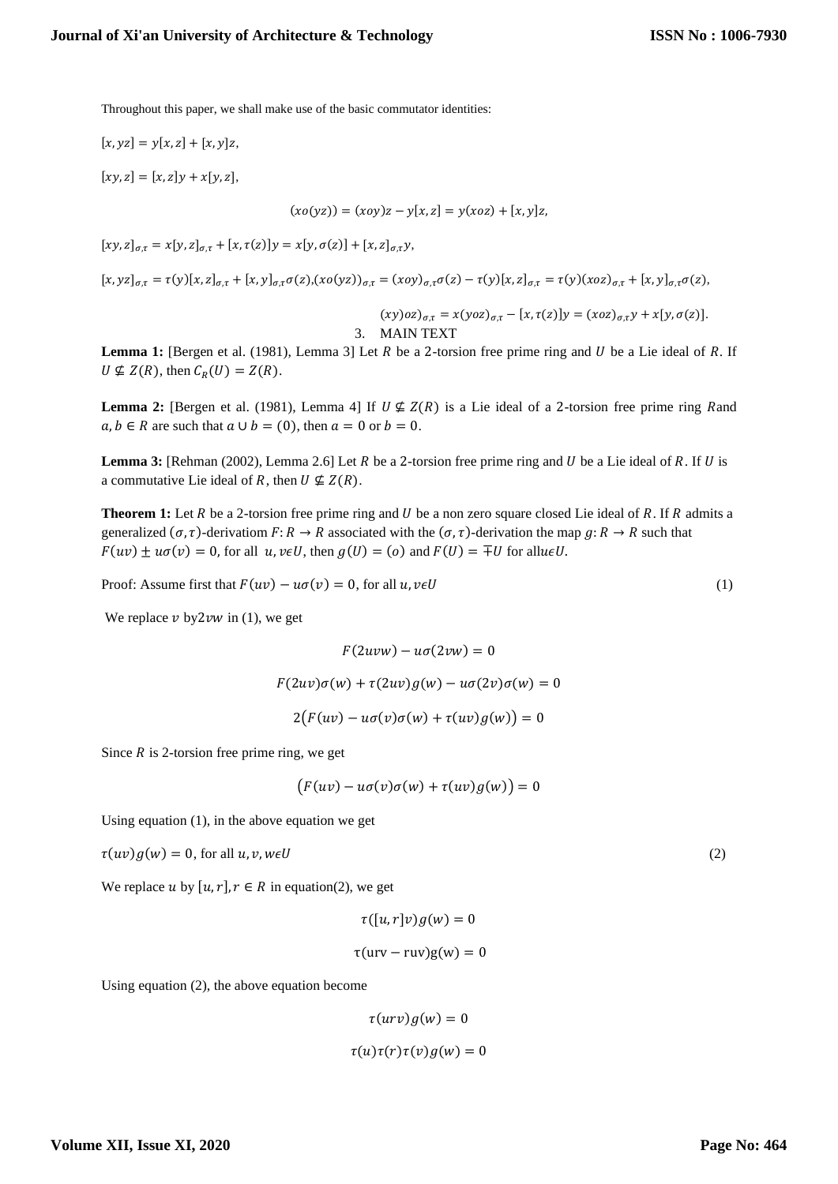Throughout this paper, we shall make use of the basic commutator identities:

$[x, yz] = y[x, z] + [x, y]z$,

$[xy, z] = [x, z]y + x[y, z]$,

$$(xo(yz)) = (xoy)z - y[x, z] = y(xoz) + [x, y]z,$$

$[xy, z]_{\sigma,\tau} = x[y, z]_{\sigma,\tau} + [x, \tau(z)]y = x[y, \sigma(z)] + [x, z]_{\sigma,\tau}y$,

$[x, yz]_{\sigma,\tau} = \tau(y)[x, z]_{\sigma,\tau} + [x, y]_{\sigma,\tau}\sigma(z)$,$(xo(yz))_{\sigma,\tau} = (xoy)_{\sigma,\tau}\sigma(z) - \tau(y)[x, z]_{\sigma,\tau} = \tau(y)(xoz)_{\sigma,\tau} + [x, y]_{\sigma,\tau}\sigma(z)$,

$$(xy)oz)_{\sigma,\tau} = x(yoz)_{\sigma,\tau} - [x, \tau(z)]y = (xoz)_{\sigma,\tau}y + x[y, \sigma(z)].$$

## 3. MAIN TEXT

**Lemma 1:** [Bergen et al. (1981), Lemma 3] Let $R$ be a 2-torsion free prime ring and $U$ be a Lie ideal of $R$. If $U \not\subseteq Z(R)$, then $C_R(U) = Z(R)$.

**Lemma 2:** [Bergen et al. (1981), Lemma 4] If $U \not\subseteq Z(R)$ is a Lie ideal of a 2-torsion free prime ring $R$and $a, b \in R$ are such that $a \cup b = (0)$, then $a = 0$ or $b = 0$.

**Lemma 3:** [Rehman (2002), Lemma 2.6] Let $R$ be a 2-torsion free prime ring and $U$ be a Lie ideal of $R$. If $U$ is a commutative Lie ideal of $R$, then $U \not\subseteq Z(R)$.

**Theorem 1:** Let $R$ be a 2-torsion free prime ring and $U$ be a non zero square closed Lie ideal of $R$. If $R$ admits a generalized $(\sigma, \tau)$-derivatiom $F: R \to R$ associated with the $(\sigma, \tau)$-derivation the map $g: R \to R$ such that $F(uv) \pm u\sigma(v) = 0$, for all $u, v \epsilon U$, then $g(U) = (o)$ and $F(U) = \mp U$ for all$u \epsilon U$.

Proof: Assume first that $F(uv) - u\sigma(v) = 0$, for all $u, v \epsilon U$ (1)

We replace $v$ by$2vw$ in (1), we get

$$F(2uvw) - u\sigma(2vw) = 0$$

$$F(2uv)\sigma(w) + \tau(2uv)g(w) - u\sigma(2v)\sigma(w) = 0$$

$$2\big(F(uv) - u\sigma(v)\sigma(w) + \tau(uv)g(w)\big) = 0$$

Since $R$ is 2-torsion free prime ring, we get

$$\big(F(uv) - u\sigma(v)\sigma(w) + \tau(uv)g(w)\big) = 0$$

Using equation (1), in the above equation we get

$\tau(uv)g(w) = 0$, for all $u, v, w \epsilon U$ (2)

We replace $u$ by $[u, r], r \in R$ in equation(2), we get

$$\tau([u, r]v)g(w) = 0$$

$$\tau(urv - ruv)g(w) = 0$$

Using equation (2), the above equation become

$$\tau(urv)g(w) = 0$$

$$\tau(u)\tau(r)\tau(v)g(w) = 0$$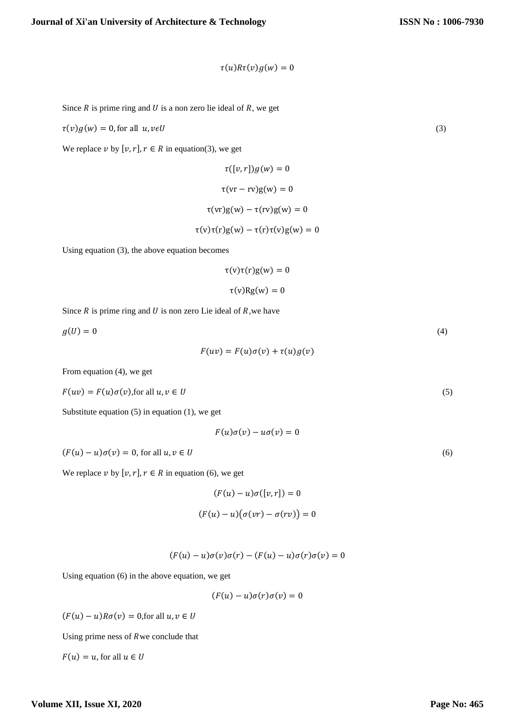$$\tau(u)R\tau(v)g(w) = 0$$

Since $R$ is prime ring and $U$ is a non zero lie ideal of $R$, we get

$$\tau(v)g(w) = 0, \text{for all } u, v\epsilon U \tag{3}$$

We replace $v$ by $[v, r], r \in R$ in equation(3), we get

$$\tau([v, r])g(w) = 0$$

$$\tau(\mathrm{vr} - \mathrm{rv})\mathrm{g}(\mathrm{w}) = 0$$

$$\tau(\mathrm{vr})\mathrm{g}(\mathrm{w}) - \tau(\mathrm{rv})\mathrm{g}(\mathrm{w}) = 0$$

$$\tau(\mathrm{v})\tau(\mathrm{r})\mathrm{g}(\mathrm{w}) - \tau(\mathrm{r})\tau(\mathrm{v})\mathrm{g}(\mathrm{w}) = 0$$

Using equation (3), the above equation becomes

$$\tau(\mathrm{v})\tau(\mathrm{r})\mathrm{g}(\mathrm{w}) = 0$$

$$\tau(\mathrm{v})\mathrm{R}\mathrm{g}(\mathrm{w}) = 0$$

Since $R$ is prime ring and $U$ is non zero Lie ideal of $R$, we have

$$g(U) = 0 \tag{4}$$

$$F(uv) = F(u)\sigma(v) + \tau(u)g(v)$$

From equation (4), we get

$$F(uv) = F(u)\sigma(v), \text{for all } u, v \in U \tag{5}$$

Substitute equation (5) in equation (1), we get

$$F(u)\sigma(v) - u\sigma(v) = 0$$

$$(F(u) - u)\sigma(v) = 0, \text{ for all } u, v \in U \tag{6}$$

We replace $v$ by $[v, r], r \in R$ in equation (6), we get

$$(F(u) - u)\sigma([v, r]) = 0$$

$$(F(u) - u)\big(\sigma(vr) - \sigma(rv)\big) = 0$$

$$(F(u) - u)\sigma(v)\sigma(r) - (F(u) - u)\sigma(r)\sigma(v) = 0$$

Using equation (6) in the above equation, we get

$$(F(u) - u)\sigma(r)\sigma(v) = 0$$

$(F(u) - u)R\sigma(v) = 0$, for all $u, v \in U$

Using prime ness of $R$ we conclude that

$F(u) = u$, for all $u \in U$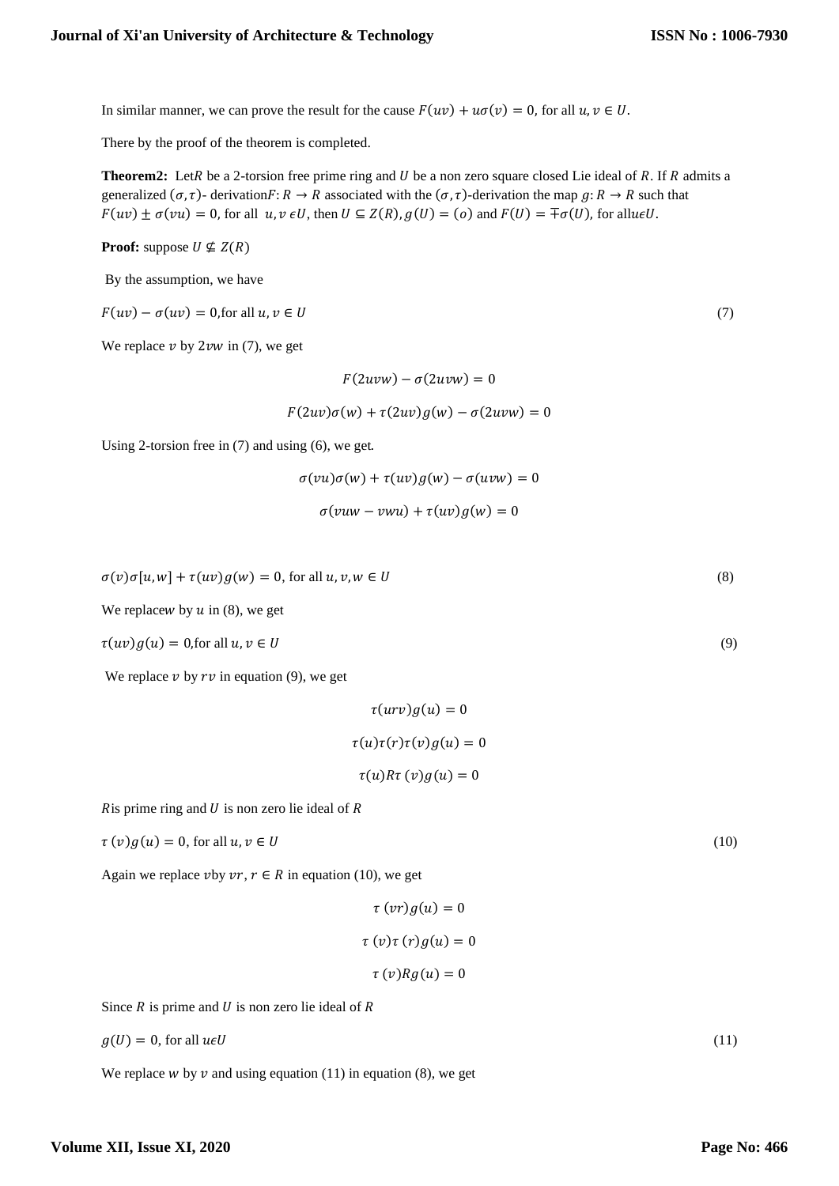In similar manner, we can prove the result for the cause $F(uv) + u\sigma(v) = 0$, for all $u, v \in U$.

There by the proof of the theorem is completed.

**Theorem2:** Let$R$ be a 2-torsion free prime ring and $U$ be a non zero square closed Lie ideal of $R$. If $R$ admits a generalized $(\sigma, \tau)$- derivation$F: R \to R$ associated with the $(\sigma, \tau)$-derivation the map $g: R \to R$ such that $F(uv) \pm \sigma(vu) = 0$, for all $u, v \epsilon U$, then $U \subseteq Z(R)$, $g(U) = (o)$ and $F(U) = \mp\sigma(U)$, for all$u\epsilon U$.

**Proof:** suppose $U \nsubseteq Z(R)$

By the assumption, we have

$$F(uv) - \sigma(uv) = 0, \text{for all } u, v \in U \tag{7}$$

We replace $v$ by $2vw$ in (7), we get

$$F(2uvw) - \sigma(2uvw) = 0$$

$$F(2uv)\sigma(w) + \tau(2uv)g(w) - \sigma(2uvw) = 0$$

Using 2-torsion free in (7) and using (6), we get.

$$\sigma(vu)\sigma(w) + \tau(uv)g(w) - \sigma(uvw) = 0$$

$$\sigma(vuw - vwu) + \tau(uv)g(w) = 0$$

$$\sigma(v)\sigma[u, w] + \tau(uv)g(w) = 0, \text{ for all } u, v, w \in U \tag{8}$$

We replace$w$ by $u$ in (8), we get

$$\tau(uv)g(u) = 0, \text{for all } u, v \in U \tag{9}$$

We replace $v$ by $rv$ in equation (9), we get

$$\tau(urv)g(u) = 0$$

$$\tau(u)\tau(r)\tau(v)g(u) = 0$$

$$\tau(u)R\tau(v)g(u) = 0$$

$R$is prime ring and $U$ is non zero lie ideal of $R$

$$\tau(v)g(u) = 0, \text{ for all } u, v \in U \tag{10}$$

Again we replace $v$by $vr$, $r \in R$ in equation (10), we get

$$\tau(vr)g(u) = 0$$

$$\tau(v)\tau(r)g(u) = 0$$

$$\tau(v)Rg(u) = 0$$

Since $R$ is prime and $U$ is non zero lie ideal of $R$

$$g(U) = 0, \text{ for all } u\epsilon U \tag{11}$$

We replace $w$ by $v$ and using equation (11) in equation (8), we get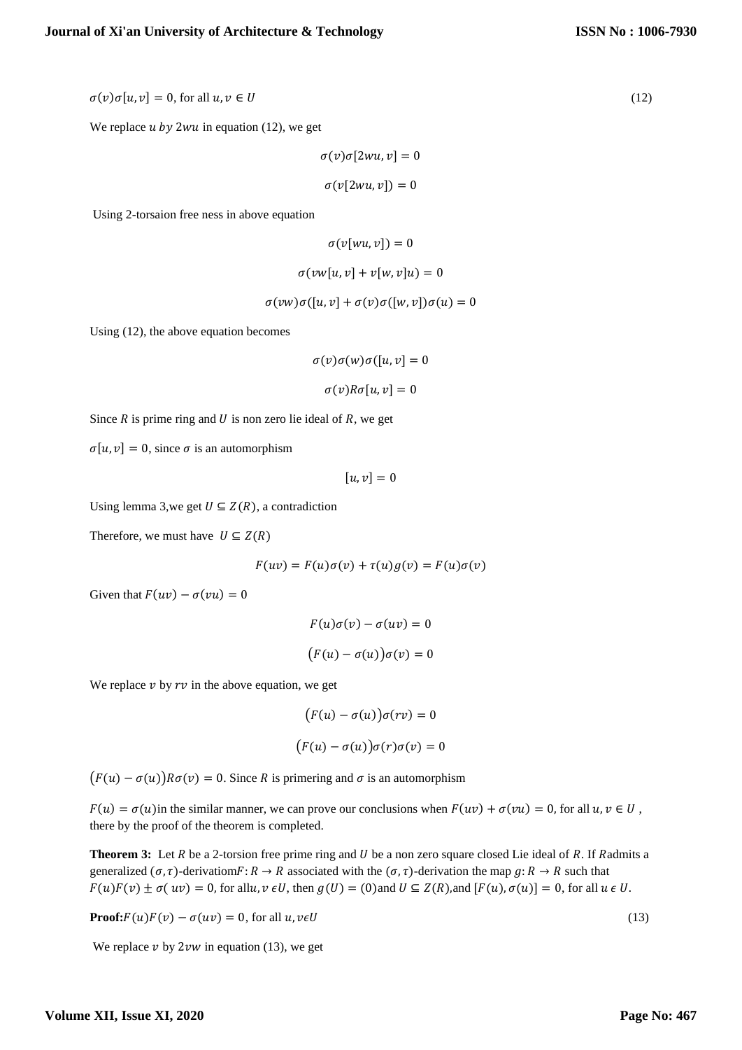$\sigma(v)\sigma[u, v] = 0$, for all $u, v \in U$ (12)

We replace $u$ by $2wu$ in equation (12), we get

$$\sigma(v)\sigma[2wu, v] = 0$$

$$\sigma(v[2wu, v]) = 0$$

Using 2-torsaion free ness in above equation

$$\sigma(v[wu, v]) = 0$$

$$\sigma(vw[u, v] + v[w, v]u) = 0$$

$$\sigma(vw)\sigma([u, v] + \sigma(v)\sigma([w, v])\sigma(u) = 0$$

Using (12), the above equation becomes

$$\sigma(v)\sigma(w)\sigma([u, v] = 0$$

$$\sigma(v)R\sigma[u, v] = 0$$

Since $R$ is prime ring and $U$ is non zero lie ideal of $R$, we get

$\sigma[u, v] = 0$, since $\sigma$ is an automorphism

$$[u, v] = 0$$

Using lemma 3,we get $U \subseteq Z(R)$, a contradiction

Therefore, we must have $U \subseteq Z(R)$

$$F(uv) = F(u)\sigma(v) + \tau(u)g(v) = F(u)\sigma(v)$$

Given that $F(uv) - \sigma(vu) = 0$

$$F(u)\sigma(v) - \sigma(uv) = 0$$

$$\big(F(u) - \sigma(u)\big)\sigma(v) = 0$$

We replace $v$ by $rv$ in the above equation, we get

$$\big(F(u) - \sigma(u)\big)\sigma(rv) = 0$$

$$\big(F(u) - \sigma(u)\big)\sigma(r)\sigma(v) = 0$$

$\big(F(u) - \sigma(u)\big)R\sigma(v) = 0$. Since $R$ is primering and $\sigma$ is an automorphism

$F(u) = \sigma(u)$in the similar manner, we can prove our conclusions when $F(uv) + \sigma(vu) = 0$, for all $u, v \in U$ , there by the proof of the theorem is completed.

**Theorem 3:** Let $R$ be a 2-torsion free prime ring and $U$ be a non zero square closed Lie ideal of $R$. If $R$admits a generalized $(\sigma, \tau)$-derivatiom$F: R \to R$ associated with the $(\sigma, \tau)$-derivation the map $g: R \to R$ such that $F(u)F(v) \pm \sigma(uv) = 0$, for all$u, v \in U$, then $g(U) = (0)$and $U \subseteq Z(R)$,and $[F(u), \sigma(u)] = 0$, for all $u \in U$.

**Proof:**$F(u)F(v) - \sigma(uv) = 0$, for all $u, v \in U$ (13)

We replace $v$ by $2vw$ in equation (13), we get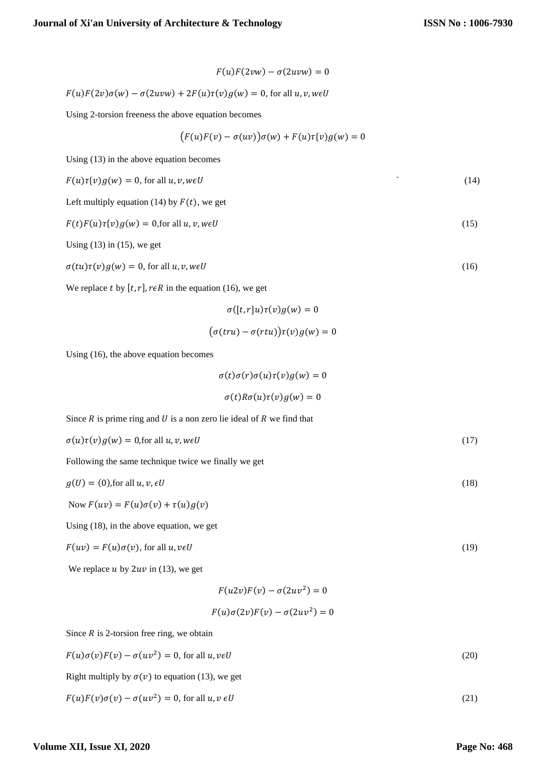$$F(u)F(2vw) - \sigma(2uvw) = 0$$

$F(u)F(2v)\sigma(w) - \sigma(2uvw) + 2F(u)\tau(v)g(w) = 0$, for all $u, v, w \epsilon U$

Using 2-torsion freeness the above equation becomes

$$\big(F(u)F(v) - \sigma(uv)\big)\sigma(w) + F(u)\tau\{v\}g(w) = 0$$

Using (13) in the above equation becomes

$F(u)\tau\{v\}g(w) = 0$, for all $u, v, w \epsilon U$ (14)

Left multiply equation (14) by $F(t)$, we get

$F(t)F(u)\tau\{v\}g(w) = 0$,for all $u, v, w \epsilon U$ (15)

Using (13) in (15), we get

$\sigma(tu)\tau(v)g(w) = 0$, for all $u, v, w \epsilon U$ (16)

We replace $t$ by $[t, r], r \epsilon R$ in the equation (16), we get

$$\sigma([t, r]u)\tau(v)g(w) = 0$$

$$\big(\sigma(tru) - \sigma(rtu)\big)\tau(v)g(w) = 0$$

Using (16), the above equation becomes

$$\sigma(t)\sigma(r)\sigma(u)\tau(v)g(w) = 0$$

$$\sigma(t)R\sigma(u)\tau(v)g(w) = 0$$

Since $R$ is prime ring and $U$ is a non zero lie ideal of $R$ we find that

$\sigma(u)\tau(v)g(w) = 0$,for all $u, v, w \epsilon U$ (17)

Following the same technique twice we finally we get

$g(U) = (0)$,for all $u, v, \epsilon U$ (18)

Now $F(uv) = F(u)\sigma(v) + \tau(u)g(v)$

Using (18), in the above equation, we get

$F(uv) = F(u)\sigma(v)$, for all $u, v \epsilon U$ (19)

We replace $u$ by $2uv$ in (13), we get

$$F(u2v)F(v) - \sigma(2uv^2) = 0$$

$$F(u)\sigma(2v)F(v) - \sigma(2uv^2) = 0$$

Since $R$ is 2-torsion free ring, we obtain

$F(u)\sigma(v)F(v) - \sigma(uv^2) = 0$, for all $u, v \epsilon U$ (20)

Right multiply by $\sigma(v)$ to equation (13), we get

$F(u)F(v)\sigma(v) - \sigma(uv^2) = 0$, for all $u, v \epsilon U$ (21)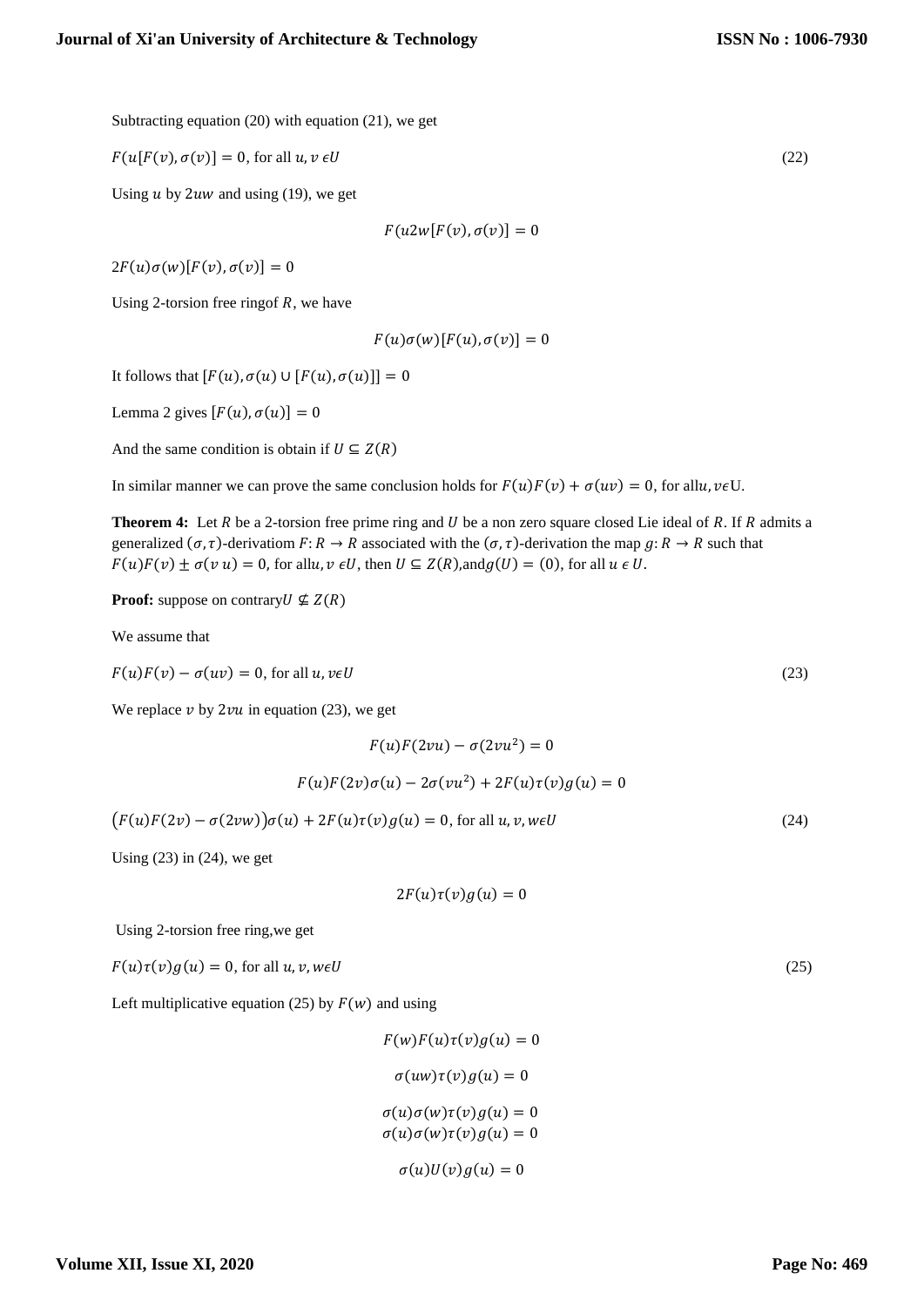Subtracting equation (20) with equation (21), we get

$$F(u[F(v), \sigma(v)] = 0, \text{ for all } u, v \in U \tag{22}$$

Using $u$ by $2uw$ and using (19), we get

$$F(u2w[F(v), \sigma(v)] = 0$$

$$2F(u)\sigma(w)[F(v), \sigma(v)] = 0$$

Using 2-torsion free ringof $R$, we have

$$F(u)\sigma(w)[F(u), \sigma(v)] = 0$$

It follows that $[F(u), \sigma(u) \cup [F(u), \sigma(u)]] = 0$

Lemma 2 gives $[F(u), \sigma(u)] = 0$

And the same condition is obtain if $U \subseteq Z(R)$

In similar manner we can prove the same conclusion holds for $F(u)F(v) + \sigma(uv) = 0$, for all$u, v \epsilon$U.

**Theorem 4:** Let $R$ be a 2-torsion free prime ring and $U$ be a non zero square closed Lie ideal of $R$. If $R$ admits a generalized $(\sigma, \tau)$-derivatiom $F: R \to R$ associated with the $(\sigma, \tau)$-derivation the map $g: R \to R$ such that $F(u)F(v) \pm \sigma(v\, u) = 0$, for all$u, v \;\epsilon U$, then $U \subseteq Z(R)$,and$g(U) = (0)$, for all $u \;\epsilon\; U$.

**Proof:** suppose on contrary$U \nsubseteq Z(R)$

We assume that

$$F(u)F(v) - \sigma(uv) = 0, \text{ for all } u, v \epsilon U \tag{23}$$

We replace $v$ by $2vu$ in equation (23), we get

$$F(u)F(2vu) - \sigma(2vu^2) = 0$$

$$F(u)F(2v)\sigma(u) - 2\sigma(vu^2) + 2F(u)\tau(v)g(u) = 0$$

$$\big(F(u)F(2v) - \sigma(2vw)\big)\sigma(u) + 2F(u)\tau(v)g(u) = 0, \text{ for all } u, v, w \epsilon U \tag{24}$$

Using (23) in (24), we get

$$2F(u)\tau(v)g(u) = 0$$

Using 2-torsion free ring,we get

$$F(u)\tau(v)g(u) = 0, \text{ for all } u, v, w \epsilon U \tag{25}$$

Left multiplicative equation (25) by $F(w)$ and using

$$F(w)F(u)\tau(v)g(u) = 0$$

$$\sigma(uw)\tau(v)g(u) = 0$$

$$\sigma(u)\sigma(w)\tau(v)g(u) = 0$$

$$\sigma(u)\sigma(w)\tau(v)g(u) = 0$$

$$\sigma(u)U(v)g(u) = 0$$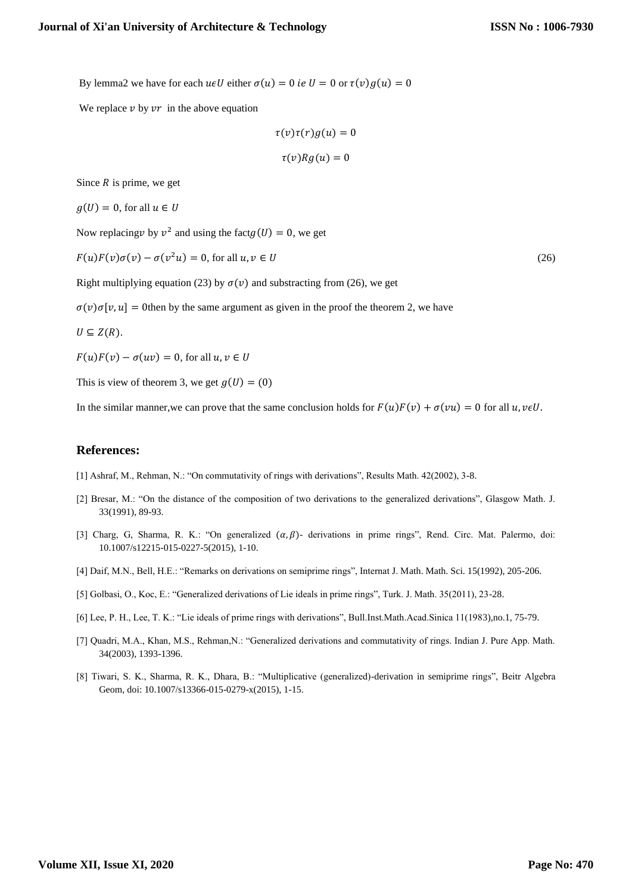By lemma2 we have for each $u \epsilon U$ either $\sigma(u) = 0$ $ie$ $U = 0$ or $\tau(v)g(u) = 0$

We replace $v$ by $vr$ in the above equation

$$\tau(v)\tau(r)g(u) = 0$$

$$\tau(v)Rg(u) = 0$$

Since $R$ is prime, we get

$g(U) = 0$, for all $u \in U$

Now replacing$v$ by $v^2$ and using the fact$g(U) = 0$, we get

$$F(u)F(v)\sigma(v) - \sigma(v^2u) = 0, \text{ for all } u, v \in U \tag{26}$$

Right multiplying equation (23) by $\sigma(v)$ and substracting from (26), we get

$\sigma(v)\sigma[v, u] = 0$then by the same argument as given in the proof the theorem 2, we have

$U \subseteq Z(R)$.

$F(u)F(v) - \sigma(uv) = 0$, for all $u, v \in U$

This is view of theorem 3, we get $g(U) = (0)$

In the similar manner,we can prove that the same conclusion holds for $F(u)F(v) + \sigma(vu) = 0$ for all $u, v \epsilon U$.

## References:

[1] Ashraf, M., Rehman, N.: "On commutativity of rings with derivations", Results Math. 42(2002), 3-8.

[2] Bresar, M.: "On the distance of the composition of two derivations to the generalized derivations", Glasgow Math. J. 33(1991), 89-93.

[3] Charg, G, Sharma, R. K.: "On generalized $(\alpha, \beta)$- derivations in prime rings", Rend. Circ. Mat. Palermo, doi: 10.1007/s12215-015-0227-5(2015), 1-10.

[4] Daif, M.N., Bell, H.E.: "Remarks on derivations on semiprime rings", Internat J. Math. Math. Sci. 15(1992), 205-206.

[5] Golbasi, O., Koc, E.: "Generalized derivations of Lie ideals in prime rings", Turk. J. Math. 35(2011), 23-28.

[6] Lee, P. H., Lee, T. K.: "Lie ideals of prime rings with derivations", Bull.Inst.Math.Acad.Sinica 11(1983),no.1, 75-79.

[7] Quadri, M.A., Khan, M.S., Rehman,N.: "Generalized derivations and commutativity of rings. Indian J. Pure App. Math. 34(2003), 1393-1396.

[8] Tiwari, S. K., Sharma, R. K., Dhara, B.: "Multiplicative (generalized)-derivation in semiprime rings", Beitr Algebra Geom, doi: 10.1007/s13366-015-0279-x(2015), 1-15.